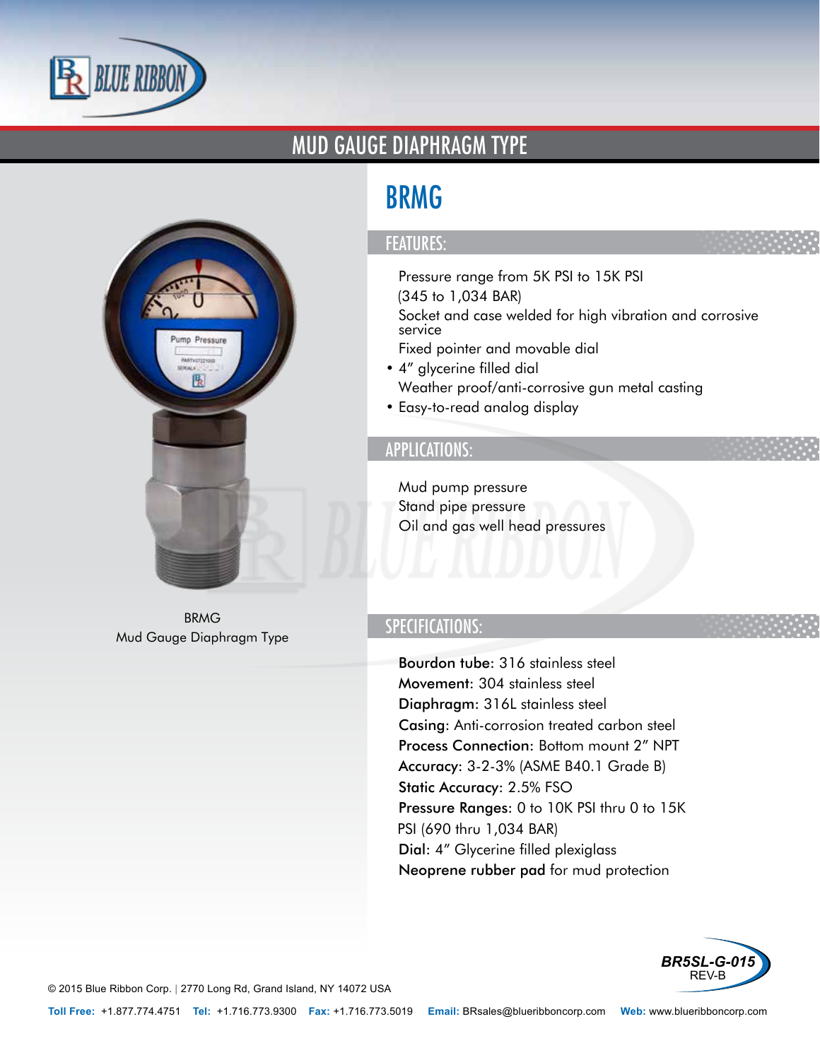# MUD GAUGE DIAPHRAGM TYPE

BRMG
Mud Gauge Diaphragm Type

## BRMG

### FEATURES:

Pressure range from 5K PSI to 15K PSI
(345 to 1,034 BAR)
Socket and case welded for high vibration and corrosive service
Fixed pointer and movable dial

- 4″ glycerine filled dial

Weather proof/anti-corrosive gun metal casting

- Easy-to-read analog display

### APPLICATIONS:

Mud pump pressure
Stand pipe pressure
Oil and gas well head pressures

### SPECIFICATIONS:

**Bourdon tube**: 316 stainless steel
**Movement**: 304 stainless steel
**Diaphragm**: 316L stainless steel
**Casing**: Anti-corrosion treated carbon steel
**Process Connection**: Bottom mount 2″ NPT
**Accuracy**: 3-2-3% (ASME B40.1 Grade B)
**Static Accuracy**: 2.5% FSO
**Pressure Ranges**: 0 to 10K PSI thru 0 to 15K PSI (690 thru 1,034 BAR)
**Dial**: 4″ Glycerine filled plexiglass
**Neoprene rubber pad** for mud protection

BR5SL-G-015
REV-B

© 2015 Blue Ribbon Corp. | 2770 Long Rd, Grand Island, NY 14072 USA

**Toll Free:** +1.877.774.4751 **Tel:** +1.716.773.9300 **Fax:** +1.716.773.5019 **Email:** BRsales@blueribboncorp.com **Web:** www.blueribboncorp.com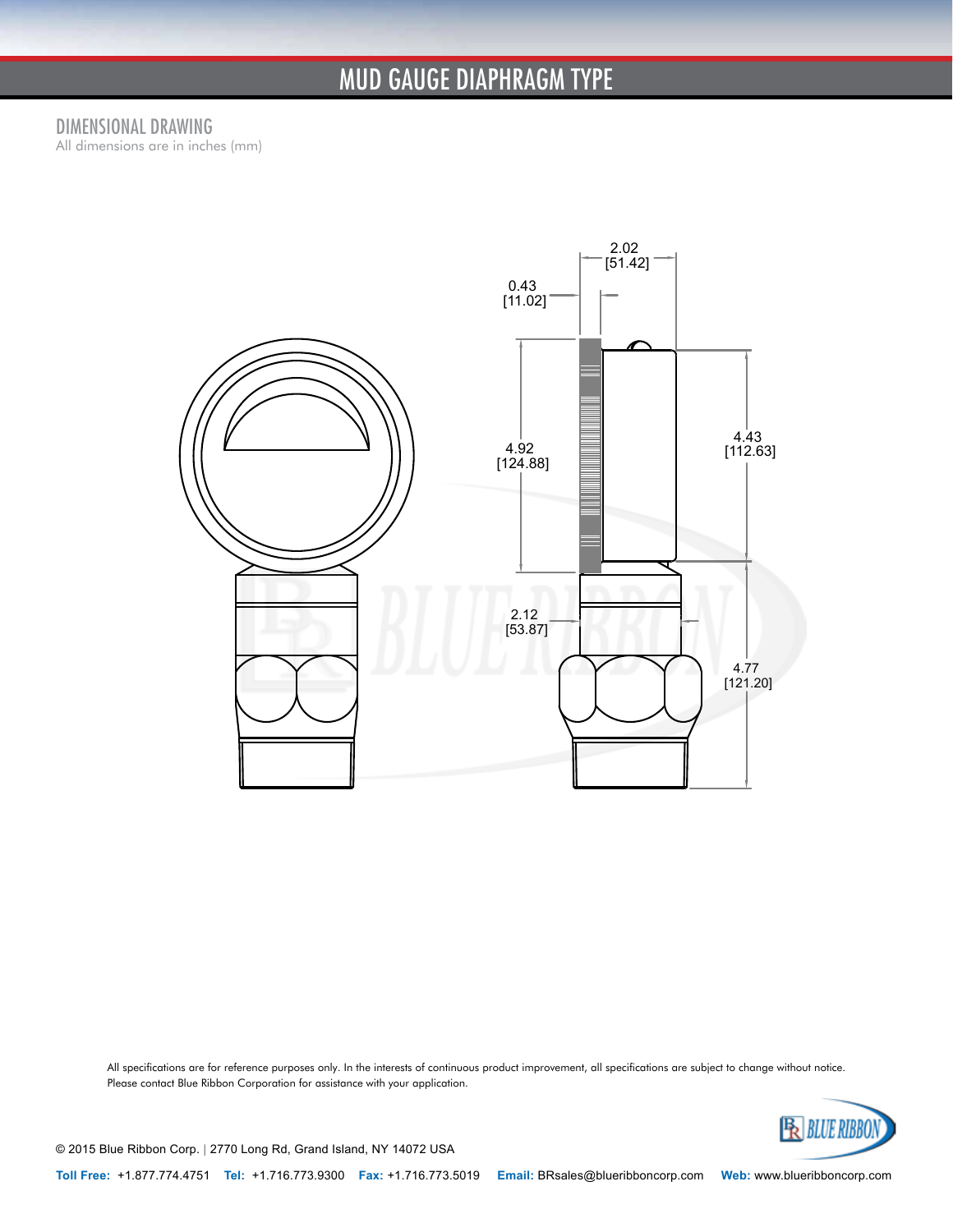# MUD GAUGE DIAPHRAGM TYPE

## DIMENSIONAL DRAWING

All dimensions are in inches (mm)

2.02
[51.42]

0.43
[11.02]

4.92
[124.88]

4.43
[112.63]

2.12
[53.87]

4.77
[121.20]

All specifications are for reference purposes only. In the interests of continuous product improvement, all specifications are subject to change without notice.
Please contact Blue Ribbon Corporation for assistance with your application.

© 2015 Blue Ribbon Corp. | 2770 Long Rd, Grand Island, NY 14072 USA

**Toll Free:** +1.877.774.4751 **Tel:** +1.716.773.9300 **Fax:** +1.716.773.5019 **Email:** BRsales@blueribboncorp.com **Web:** www.blueribboncorp.com